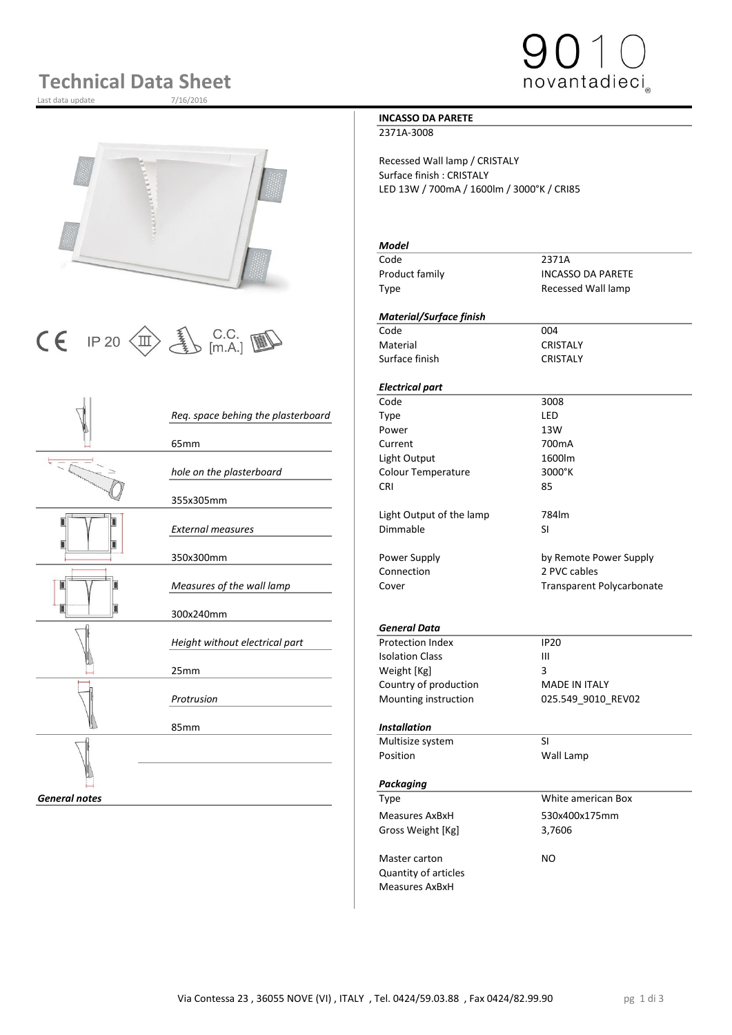# Technical Data Sheet

Last data update 7/16/2016

9010 novantadieci

IP 20 C.C. [m.A.]

| | |
|---|---|
| *Req. space behing the plasterboard* | 65mm |
| *hole on the plasterboard* | 355x305mm |
| *External measures* | 350x300mm |
| *Measures of the wall lamp* | 300x240mm |
| *Height without electrical part* | 25mm |
| *Protrusion* | 85mm |

***General notes***

**INCASSO DA PARETE**

2371A-3008

Recessed Wall lamp / CRISTALY
Surface finish : CRISTALY
LED 13W / 700mA / 1600lm / 3000°K / CRI85

***Model***

| | |
|---|---|
| Code | 2371A |
| Product family | INCASSO DA PARETE |
| Type | Recessed Wall lamp |

***Material/Surface finish***

| | |
|---|---|
| Code | 004 |
| Material | CRISTALY |
| Surface finish | CRISTALY |

***Electrical part***

| | |
|---|---|
| Code | 3008 |
| Type | LED |
| Power | 13W |
| Current | 700mA |
| Light Output | 1600lm |
| Colour Temperature | 3000°K |
| CRI | 85 |
| Light Output of the lamp | 784lm |
| Dimmable | SI |
| Power Supply | by Remote Power Supply |
| Connection | 2 PVC cables |
| Cover | Transparent Polycarbonate |

***General Data***

| | |
|---|---|
| Protection Index | IP20 |
| Isolation Class | III |
| Weight [Kg] | 3 |
| Country of production | MADE IN ITALY |
| Mounting instruction | 025.549_9010_REV02 |

***Installation***

| | |
|---|---|
| Multisize system | SI |
| Position | Wall Lamp |

***Packaging***

| | |
|---|---|
| Type | White american Box |
| Measures AxBxH | 530x400x175mm |
| Gross Weight [Kg] | 3,7606 |
| Master carton | NO |
| Quantity of articles | |
| Measures AxBxH | |

Via Contessa 23 , 36055 NOVE (VI) , ITALY , Tel. 0424/59.03.88 , Fax 0424/82.99.90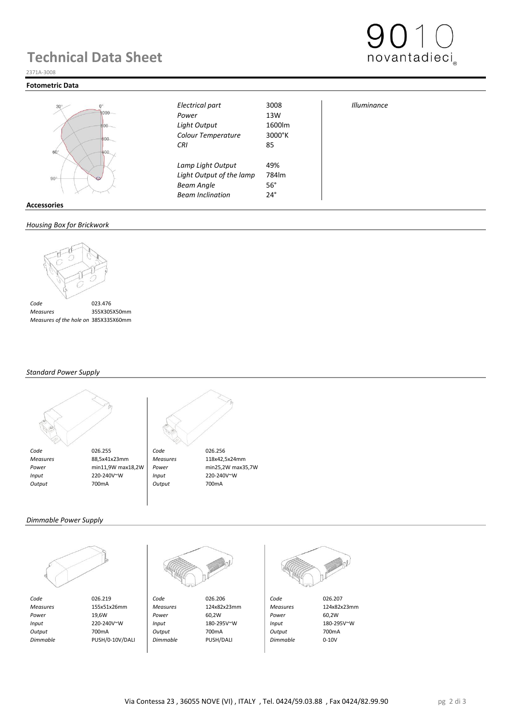# Technical Data Sheet

2371A-3008

## Fotometric Data

30° 0° 1000 800 600 400 60° 90°

| | | |
|---|---|---|
| *Electrical part* | 3008 | *Illuminance* |
| *Power* | 13W | |
| *Light Output* | 1600lm | |
| *Colour Temperature* | 3000°K | |
| *CRI* | 85 | |
| *Lamp Light Output* | 49% | |
| *Light Output of the lamp* | 784lm | |
| *Beam Angle* | 56° | |
| *Beam Inclination* | 24° | |

## Accessories

### *Housing Box for Brickwork*

| | |
|---|---|
| *Code* | 023.476 |
| *Measures* | 355X305X50mm |
| *Measures of the hole on* | 385X335X60mm |

### *Standard Power Supply*

| | | | |
|---|---|---|---|
| *Code* | 026.255 | *Code* | 026.256 |
| *Measures* | 88,5x41x23mm | *Measures* | 118x42,5x24mm |
| *Power* | min11,9W max18,2W | *Power* | min25,2W max35,7W |
| *Input* | 220-240V~W | *Input* | 220-240V~W |
| *Output* | 700mA | *Output* | 700mA |

### *Dimmable Power Supply*

| | | | | | |
|---|---|---|---|---|---|
| *Code* | 026.219 | *Code* | 026.206 | *Code* | 026.207 |
| *Measures* | 155x51x26mm | *Measures* | 124x82x23mm | *Measures* | 124x82x23mm |
| *Power* | 19,6W | *Power* | 60,2W | *Power* | 60,2W |
| *Input* | 220-240V~W | *Input* | 180-295V~W | *Input* | 180-295V~W |
| *Output* | 700mA | *Output* | 700mA | *Output* | 700mA |
| *Dimmable* | PUSH/0-10V/DALI | *Dimmable* | PUSH/DALI | *Dimmable* | 0-10V |

Via Contessa 23 , 36055 NOVE (VI) , ITALY , Tel. 0424/59.03.88 , Fax 0424/82.99.90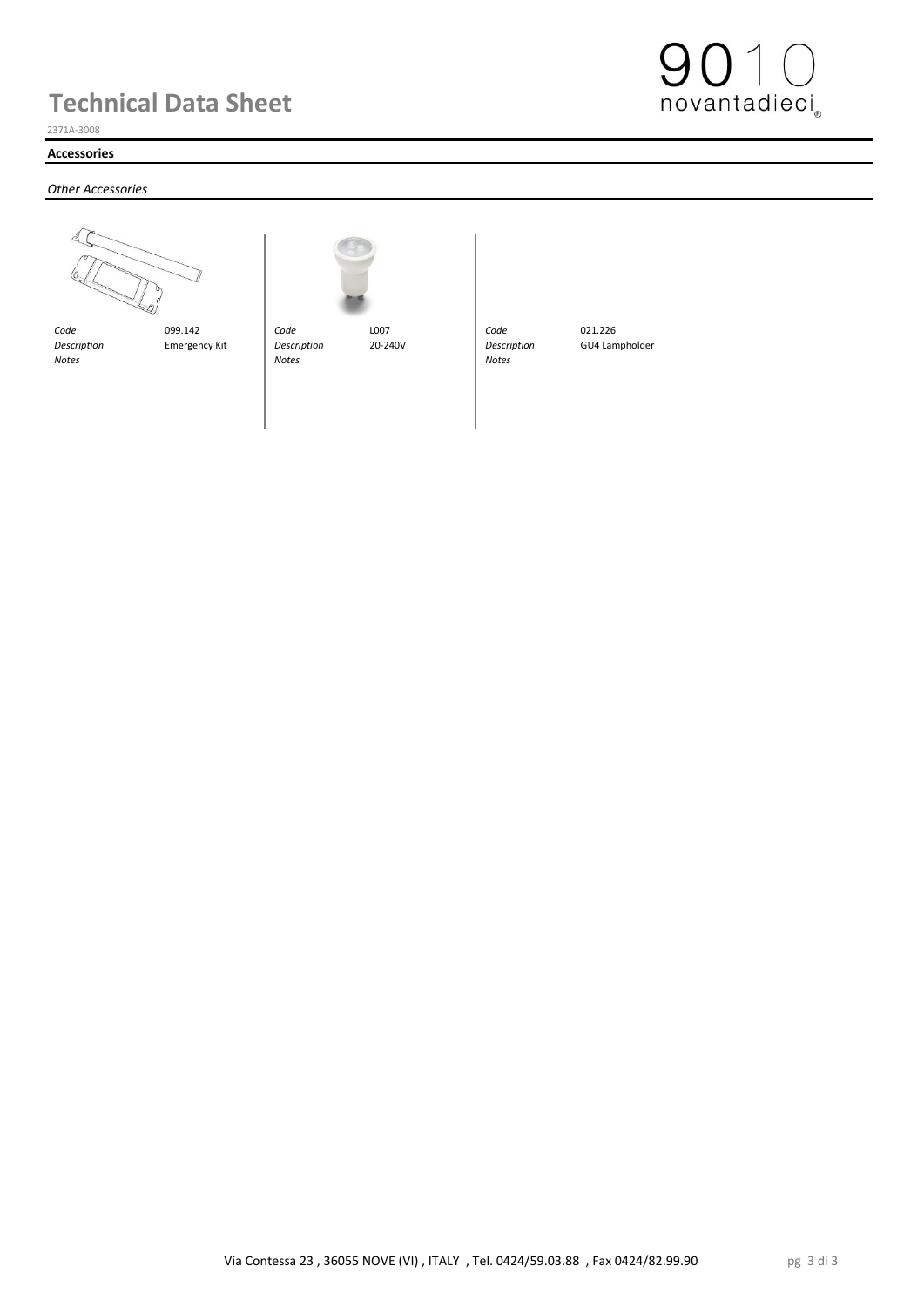# Technical Data Sheet

2371A-3008

## Accessories

### *Other Accessories*

| | |
|---|---|
| *Code* | 099.142 |
| *Description* | Emergency Kit |
| *Notes* | |

| | |
|---|---|
| *Code* | L007 |
| *Description* | 20-240V |
| *Notes* | |

| | |
|---|---|
| *Code* | 021.226 |
| *Description* | GU4 Lampholder |
| *Notes* | |

Via Contessa 23 , 36055 NOVE (VI) , ITALY , Tel. 0424/59.03.88 , Fax 0424/82.99.90